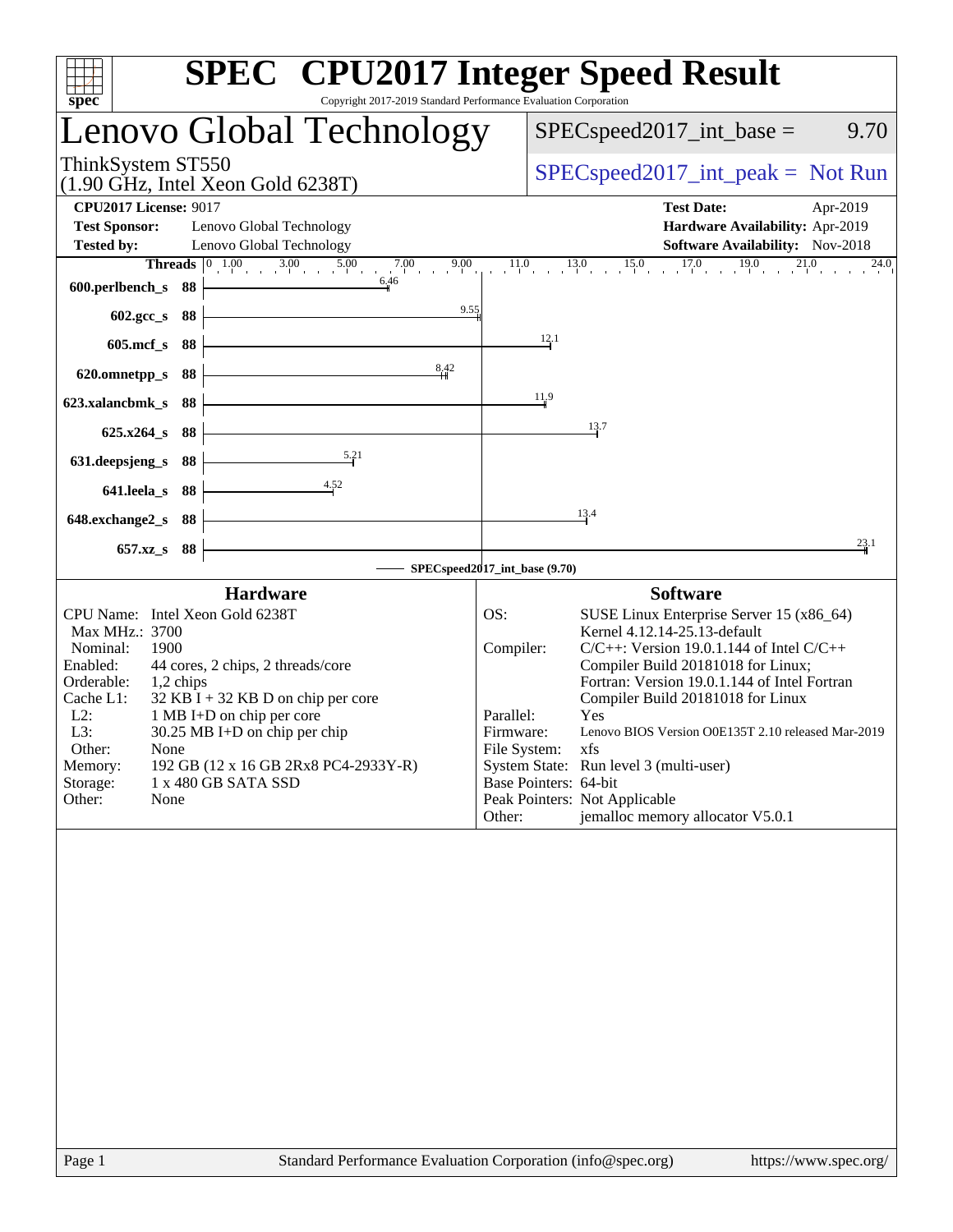# SPEC CPU2017 Integer Speed Result

Copyright 2017-2019 Standard Performance Evaluation Corporation

## Lenovo Global Technology

ThinkSystem ST550
(1.90 GHz, Intel Xeon Gold 6238T)

SPECspeed2017_int_base = 9.70

SPECspeed2017_int_peak = Not Run

| | | | |
|---|---|---|---|
| **CPU2017 License:** | 9017 | **Test Date:** | Apr-2019 |
| **Test Sponsor:** | Lenovo Global Technology | **Hardware Availability:** | Apr-2019 |
| **Tested by:** | Lenovo Global Technology | **Software Availability:** | Nov-2018 |

| Benchmark | Threads | Base Ratio |
|---|---|---|
| 600.perlbench_s | 88 | 6.46 |
| 602.gcc_s | 88 | 9.55 |
| 605.mcf_s | 88 | 12.1 |
| 620.omnetpp_s | 88 | 8.42 |
| 623.xalancbmk_s | 88 | 11.9 |
| 625.x264_s | 88 | 13.7 |
| 631.deepsjeng_s | 88 | 5.21 |
| 641.leela_s | 88 | 4.52 |
| 648.exchange2_s | 88 | 13.4 |
| 657.xz_s | 88 | 23.1 |

SPECspeed2017_int_base (9.70)

### Hardware

| | |
|---|---|
| CPU Name: | Intel Xeon Gold 6238T |
| Max MHz.: | 3700 |
| Nominal: | 1900 |
| Enabled: | 44 cores, 2 chips, 2 threads/core |
| Orderable: | 1,2 chips |
| Cache L1: | 32 KB I + 32 KB D on chip per core |
| L2: | 1 MB I+D on chip per core |
| L3: | 30.25 MB I+D on chip per chip |
| Other: | None |
| Memory: | 192 GB (12 x 16 GB 2Rx8 PC4-2933Y-R) |
| Storage: | 1 x 480 GB SATA SSD |
| Other: | None |

### Software

| | |
|---|---|
| OS: | SUSE Linux Enterprise Server 15 (x86_64) Kernel 4.12.14-25.13-default |
| Compiler: | C/C++: Version 19.0.1.144 of Intel C/C++ Compiler Build 20181018 for Linux; Fortran: Version 19.0.1.144 of Intel Fortran Compiler Build 20181018 for Linux |
| Parallel: | Yes |
| Firmware: | Lenovo BIOS Version O0E135T 2.10 released Mar-2019 |
| File System: | xfs |
| System State: | Run level 3 (multi-user) |
| Base Pointers: | 64-bit |
| Peak Pointers: | Not Applicable |
| Other: | jemalloc memory allocator V5.0.1 |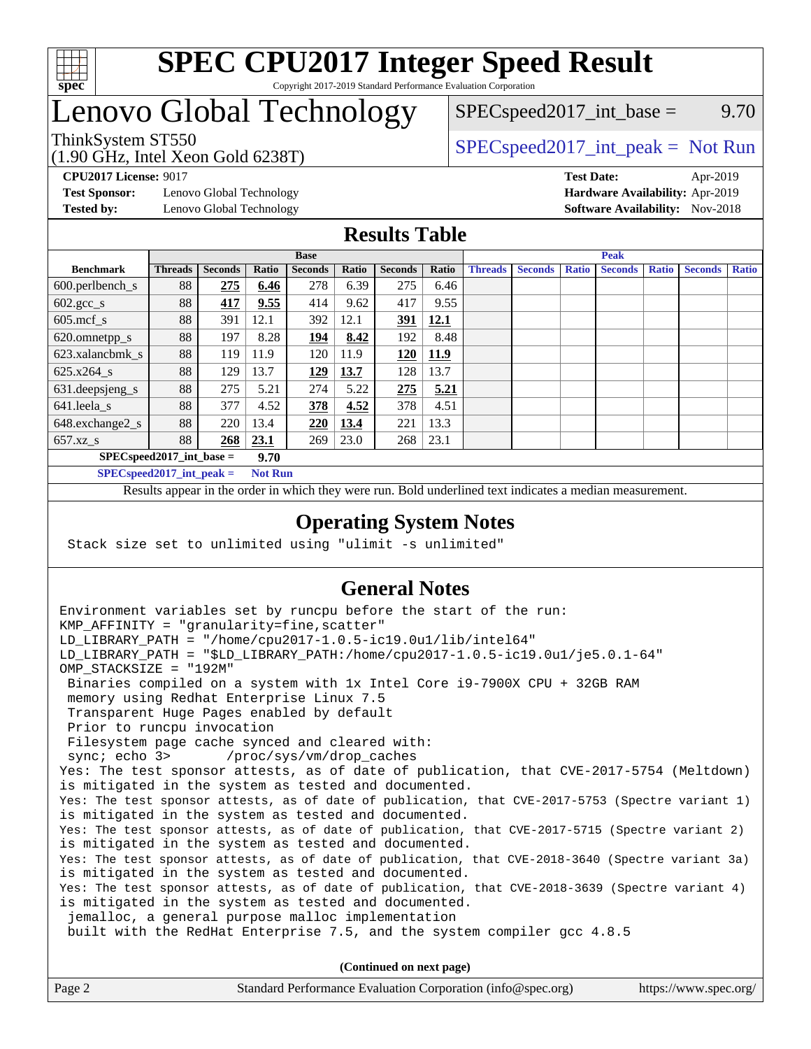# SPEC CPU2017 Integer Speed Result

Copyright 2017-2019 Standard Performance Evaluation Corporation

# Lenovo Global Technology

ThinkSystem ST550
(1.90 GHz, Intel Xeon Gold 6238T)

SPECspeed2017_int_base = 9.70

SPECspeed2017_int_peak = Not Run

**CPU2017 License:** 9017
**Test Sponsor:** Lenovo Global Technology
**Tested by:** Lenovo Global Technology

**Test Date:** Apr-2019
**Hardware Availability:** Apr-2019
**Software Availability:** Nov-2018

## Results Table

| | Base | | | | | | | Peak | | | | | | |
|---|---|---|---|---|---|---|---|---|---|---|---|---|---|---|
| **Benchmark** | **Threads** | **Seconds** | **Ratio** | **Seconds** | **Ratio** | **Seconds** | **Ratio** | **Threads** | **Seconds** | **Ratio** | **Seconds** | **Ratio** | **Seconds** | **Ratio** |
| 600.perlbench_s | 88 | **275** | **6.46** | 278 | 6.39 | 275 | 6.46 | | | | | | | |
| 602.gcc_s | 88 | **417** | **9.55** | 414 | 9.62 | 417 | 9.55 | | | | | | | |
| 605.mcf_s | 88 | 391 | 12.1 | 392 | 12.1 | **391** | **12.1** | | | | | | | |
| 620.omnetpp_s | 88 | 197 | 8.28 | **194** | **8.42** | 192 | 8.48 | | | | | | | |
| 623.xalancbmk_s | 88 | 119 | 11.9 | 120 | 11.9 | **120** | **11.9** | | | | | | | |
| 625.x264_s | 88 | 129 | 13.7 | **129** | **13.7** | 128 | 13.7 | | | | | | | |
| 631.deepsjeng_s | 88 | 275 | 5.21 | 274 | 5.22 | **275** | **5.21** | | | | | | | |
| 641.leela_s | 88 | 377 | 4.52 | **378** | **4.52** | 378 | 4.51 | | | | | | | |
| 648.exchange2_s | 88 | 220 | 13.4 | **220** | **13.4** | 221 | 13.3 | | | | | | | |
| 657.xz_s | 88 | **268** | **23.1** | 269 | 23.0 | 268 | 23.1 | | | | | | | |

**SPECspeed2017_int_base = 9.70**

**SPECspeed2017_int_peak = Not Run**

Results appear in the order in which they were run. Bold underlined text indicates a median measurement.

## Operating System Notes

```
Stack size set to unlimited using "ulimit -s unlimited"
```

## General Notes

```
Environment variables set by runcpu before the start of the run:
KMP_AFFINITY = "granularity=fine,scatter"
LD_LIBRARY_PATH = "/home/cpu2017-1.0.5-ic19.0u1/lib/intel64"
LD_LIBRARY_PATH = "$LD_LIBRARY_PATH:/home/cpu2017-1.0.5-ic19.0u1/je5.0.1-64"
OMP_STACKSIZE = "192M"
 Binaries compiled on a system with 1x Intel Core i9-7900X CPU + 32GB RAM
 memory using Redhat Enterprise Linux 7.5
 Transparent Huge Pages enabled by default
 Prior to runcpu invocation
 Filesystem page cache synced and cleared with:
 sync; echo 3>       /proc/sys/vm/drop_caches
Yes: The test sponsor attests, as of date of publication, that CVE-2017-5754 (Meltdown)
is mitigated in the system as tested and documented.
Yes: The test sponsor attests, as of date of publication, that CVE-2017-5753 (Spectre variant 1)
is mitigated in the system as tested and documented.
Yes: The test sponsor attests, as of date of publication, that CVE-2017-5715 (Spectre variant 2)
is mitigated in the system as tested and documented.
Yes: The test sponsor attests, as of date of publication, that CVE-2018-3640 (Spectre variant 3a)
is mitigated in the system as tested and documented.
Yes: The test sponsor attests, as of date of publication, that CVE-2018-3639 (Spectre variant 4)
is mitigated in the system as tested and documented.
 jemalloc, a general purpose malloc implementation
 built with the RedHat Enterprise 7.5, and the system compiler gcc 4.8.5
```

**(Continued on next page)**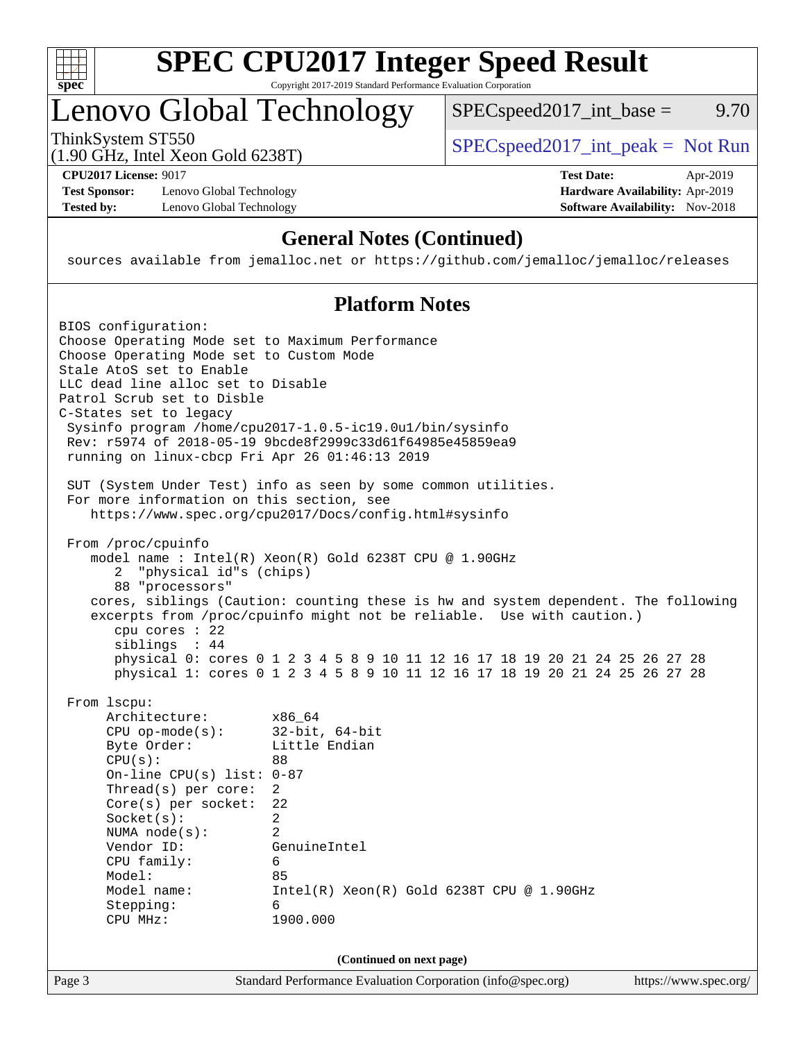# SPEC CPU2017 Integer Speed Result

Copyright 2017-2019 Standard Performance Evaluation Corporation

## Lenovo Global Technology

ThinkSystem ST550
(1.90 GHz, Intel Xeon Gold 6238T)

SPECspeed2017_int_base = 9.70

SPECspeed2017_int_peak = Not Run

**CPU2017 License:** 9017
**Test Sponsor:** Lenovo Global Technology
**Tested by:** Lenovo Global Technology

**Test Date:** Apr-2019
**Hardware Availability:** Apr-2019
**Software Availability:** Nov-2018

### General Notes (Continued)

```
sources available from jemalloc.net or https://github.com/jemalloc/jemalloc/releases
```

### Platform Notes

```
BIOS configuration:
Choose Operating Mode set to Maximum Performance
Choose Operating Mode set to Custom Mode
Stale AtoS set to Enable
LLC dead line alloc set to Disable
Patrol Scrub set to Disble
C-States set to legacy
 Sysinfo program /home/cpu2017-1.0.5-ic19.0u1/bin/sysinfo
 Rev: r5974 of 2018-05-19 9bcde8f2999c33d61f64985e45859ea9
 running on linux-cbcp Fri Apr 26 01:46:13 2019

 SUT (System Under Test) info as seen by some common utilities.
 For more information on this section, see
    https://www.spec.org/cpu2017/Docs/config.html#sysinfo

 From /proc/cpuinfo
    model name : Intel(R) Xeon(R) Gold 6238T CPU @ 1.90GHz
       2  "physical id"s (chips)
       88 "processors"
    cores, siblings (Caution: counting these is hw and system dependent. The following
    excerpts from /proc/cpuinfo might not be reliable.  Use with caution.)
       cpu cores : 22
       siblings  : 44
       physical 0: cores 0 1 2 3 4 5 8 9 10 11 12 16 17 18 19 20 21 24 25 26 27 28
       physical 1: cores 0 1 2 3 4 5 8 9 10 11 12 16 17 18 19 20 21 24 25 26 27 28

 From lscpu:
      Architecture:        x86_64
      CPU op-mode(s):      32-bit, 64-bit
      Byte Order:          Little Endian
      CPU(s):              88
      On-line CPU(s) list: 0-87
      Thread(s) per core:  2
      Core(s) per socket:  22
      Socket(s):           2
      NUMA node(s):        2
      Vendor ID:           GenuineIntel
      CPU family:          6
      Model:               85
      Model name:          Intel(R) Xeon(R) Gold 6238T CPU @ 1.90GHz
      Stepping:            6
      CPU MHz:             1900.000
```

(Continued on next page)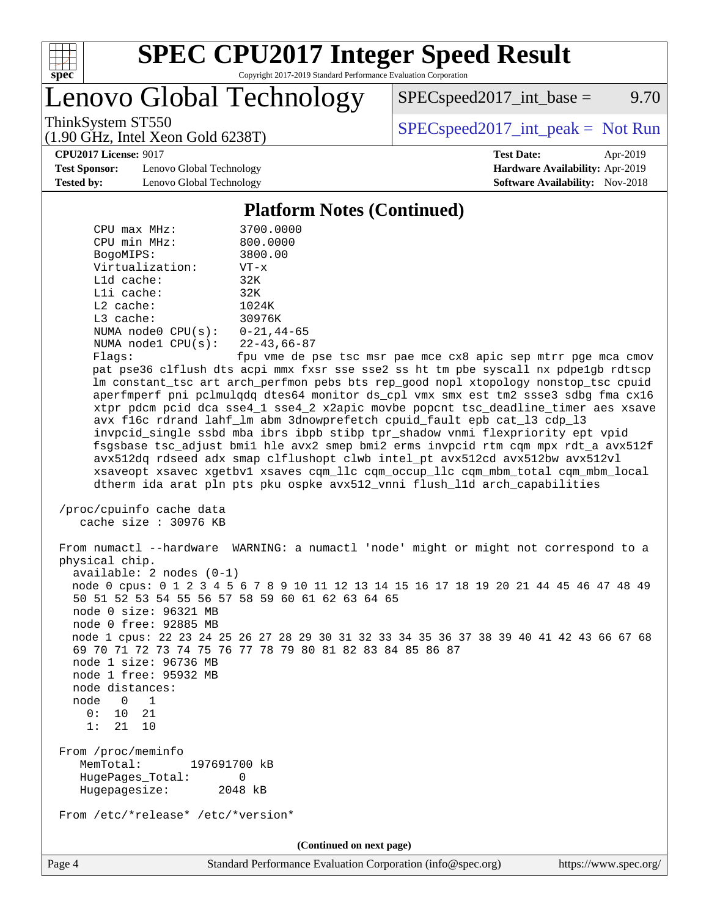# SPEC CPU2017 Integer Speed Result

Copyright 2017-2019 Standard Performance Evaluation Corporation

## Lenovo Global Technology

ThinkSystem ST550
(1.90 GHz, Intel Xeon Gold 6238T)

SPECspeed2017_int_base = 9.70

SPECspeed2017_int_peak = Not Run

**CPU2017 License:** 9017
**Test Sponsor:** Lenovo Global Technology
**Tested by:** Lenovo Global Technology

**Test Date:** Apr-2019
**Hardware Availability:** Apr-2019
**Software Availability:** Nov-2018

### Platform Notes (Continued)

```
    CPU max MHz:           3700.0000
    CPU min MHz:           800.0000
    BogoMIPS:              3800.00
    Virtualization:        VT-x
    L1d cache:             32K
    L1i cache:             32K
    L2 cache:              1024K
    L3 cache:              30976K
    NUMA node0 CPU(s):     0-21,44-65
    NUMA node1 CPU(s):     22-43,66-87
    Flags:                 fpu vme de pse tsc msr pae mce cx8 apic sep mtrr pge mca cmov
    pat pse36 clflush dts acpi mmx fxsr sse sse2 ss ht tm pbe syscall nx pdpe1gb rdtscp
    lm constant_tsc art arch_perfmon pebs bts rep_good nopl xtopology nonstop_tsc cpuid
    aperfmperf pni pclmulqdq dtes64 monitor ds_cpl vmx smx est tm2 ssse3 sdbg fma cx16
    xtpr pdcm pcid dca sse4_1 sse4_2 x2apic movbe popcnt tsc_deadline_timer aes xsave
    avx f16c rdrand lahf_lm abm 3dnowprefetch cpuid_fault epb cat_l3 cdp_l3
    invpcid_single ssbd mba ibrs ibpb stibp tpr_shadow vnmi flexpriority ept vpid
    fsgsbase tsc_adjust bmi1 hle avx2 smep bmi2 erms invpcid rtm cqm mpx rdt_a avx512f
    avx512dq rdseed adx smap clflushopt clwb intel_pt avx512cd avx512bw avx512vl
    xsaveopt xsavec xgetbv1 xsaves cqm_llc cqm_occup_llc cqm_mbm_total cqm_mbm_local
    dtherm ida arat pln pts pku ospke avx512_vnni flush_l1d arch_capabilities

 /proc/cpuinfo cache data
    cache size : 30976 KB

 From numactl --hardware  WARNING: a numactl 'node' might or might not correspond to a
 physical chip.
   available: 2 nodes (0-1)
   node 0 cpus: 0 1 2 3 4 5 6 7 8 9 10 11 12 13 14 15 16 17 18 19 20 21 44 45 46 47 48 49
   50 51 52 53 54 55 56 57 58 59 60 61 62 63 64 65
   node 0 size: 96321 MB
   node 0 free: 92885 MB
   node 1 cpus: 22 23 24 25 26 27 28 29 30 31 32 33 34 35 36 37 38 39 40 41 42 43 66 67 68
   69 70 71 72 73 74 75 76 77 78 79 80 81 82 83 84 85 86 87
   node 1 size: 96736 MB
   node 1 free: 95932 MB
   node distances:
   node   0   1
     0:  10  21
     1:  21  10

 From /proc/meminfo
    MemTotal:       197691700 kB
    HugePages_Total:       0
    Hugepagesize:       2048 kB

 From /etc/*release* /etc/*version*
```

(Continued on next page)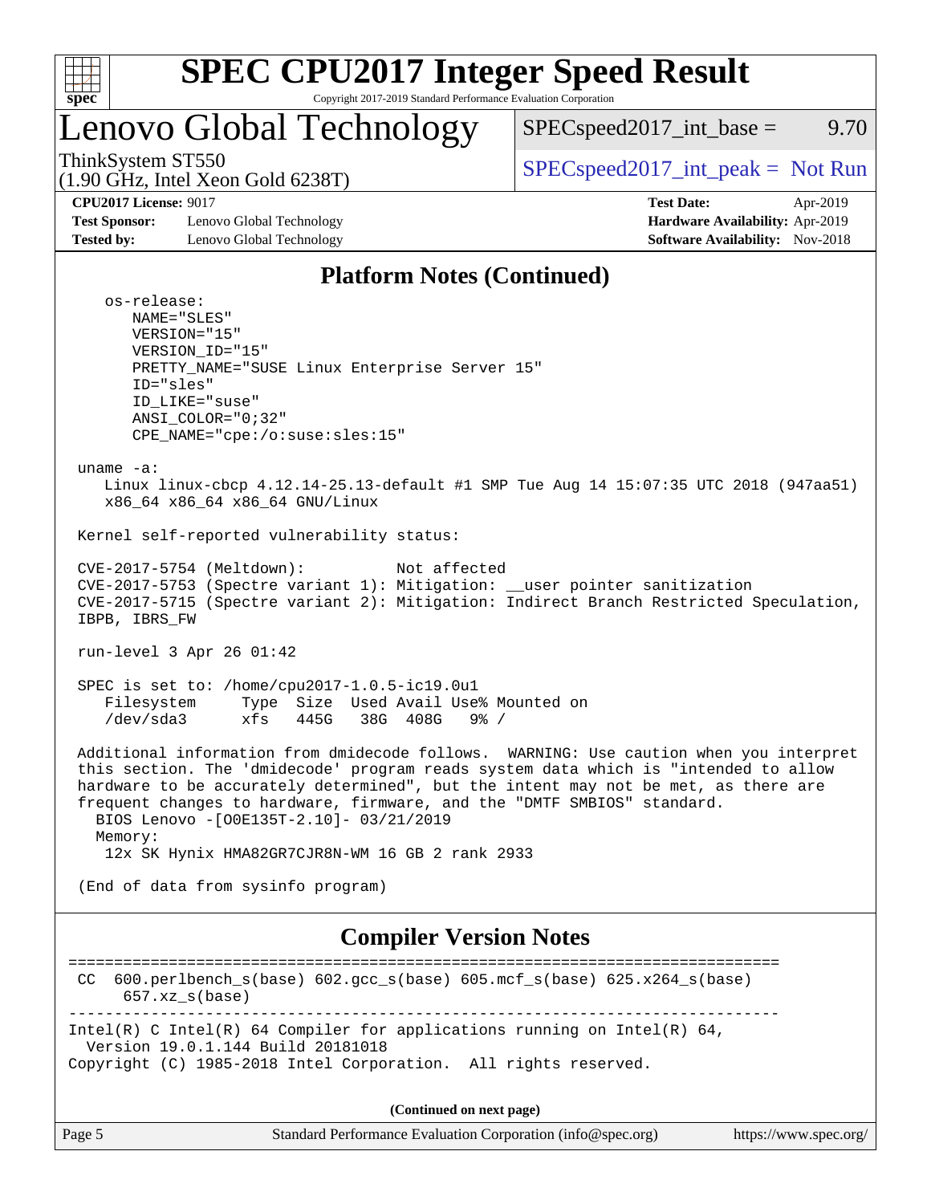## Platform Notes (Continued)

```
   os-release:
      NAME="SLES"
      VERSION="15"
      VERSION_ID="15"
      PRETTY_NAME="SUSE Linux Enterprise Server 15"
      ID="sles"
      ID_LIKE="suse"
      ANSI_COLOR="0;32"
      CPE_NAME="cpe:/o:suse:sles:15"

 uname -a:
    Linux linux-cbcp 4.12.14-25.13-default #1 SMP Tue Aug 14 15:07:35 UTC 2018 (947aa51)
    x86_64 x86_64 x86_64 GNU/Linux

 Kernel self-reported vulnerability status:

 CVE-2017-5754 (Meltdown):          Not affected
 CVE-2017-5753 (Spectre variant 1): Mitigation: __user pointer sanitization
 CVE-2017-5715 (Spectre variant 2): Mitigation: Indirect Branch Restricted Speculation,
 IBPB, IBRS_FW

 run-level 3 Apr 26 01:42

 SPEC is set to: /home/cpu2017-1.0.5-ic19.0u1
    Filesystem     Type  Size  Used Avail Use% Mounted on
    /dev/sda3      xfs   445G   38G  408G   9% /

 Additional information from dmidecode follows.  WARNING: Use caution when you interpret
 this section. The 'dmidecode' program reads system data which is "intended to allow
 hardware to be accurately determined", but the intent may not be met, as there are
 frequent changes to hardware, firmware, and the "DMTF SMBIOS" standard.
   BIOS Lenovo -[O0E135T-2.10]- 03/21/2019
   Memory:
    12x SK Hynix HMA82GR7CJR8N-WM 16 GB 2 rank 2933

 (End of data from sysinfo program)
```

## Compiler Version Notes

```
==============================================================================
 CC  600.perlbench_s(base) 602.gcc_s(base) 605.mcf_s(base) 625.x264_s(base)
      657.xz_s(base)
------------------------------------------------------------------------------
Intel(R) C Intel(R) 64 Compiler for applications running on Intel(R) 64,
  Version 19.0.1.144 Build 20181018
Copyright (C) 1985-2018 Intel Corporation.  All rights reserved.
```

**(Continued on next page)**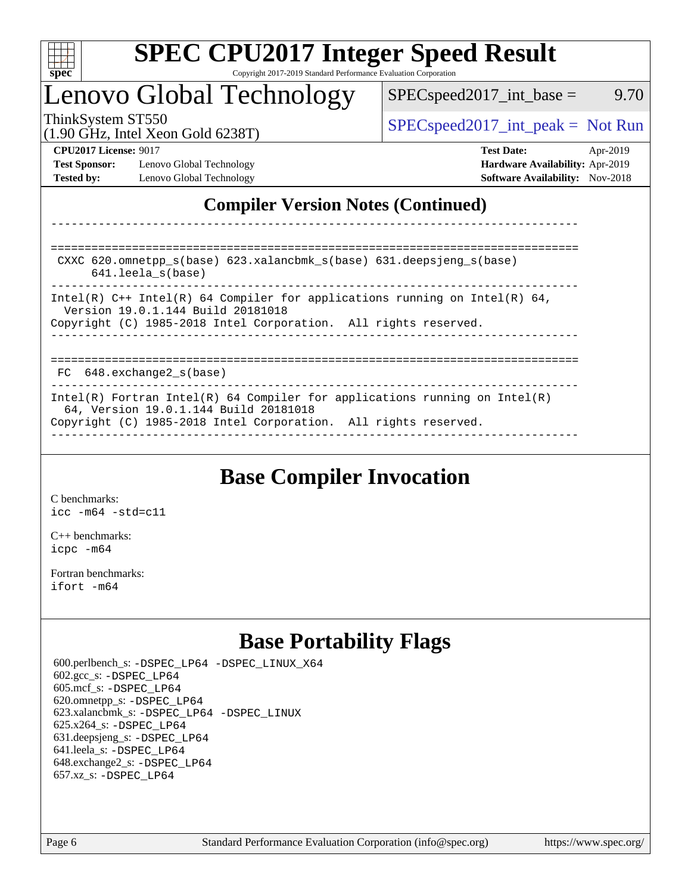# SPEC CPU2017 Integer Speed Result

Copyright 2017-2019 Standard Performance Evaluation Corporation

## Lenovo Global Technology

ThinkSystem ST550
(1.90 GHz, Intel Xeon Gold 6238T)

SPECspeed2017_int_base = 9.70

SPECspeed2017_int_peak = Not Run

**CPU2017 License:** 9017
**Test Sponsor:** Lenovo Global Technology
**Tested by:** Lenovo Global Technology

**Test Date:** Apr-2019
**Hardware Availability:** Apr-2019
**Software Availability:** Nov-2018

## Compiler Version Notes (Continued)

```
------------------------------------------------------------------------------

==============================================================================
 CXXC 620.omnetpp_s(base) 623.xalancbmk_s(base) 631.deepsjeng_s(base)
      641.leela_s(base)
------------------------------------------------------------------------------
Intel(R) C++ Intel(R) 64 Compiler for applications running on Intel(R) 64,
  Version 19.0.1.144 Build 20181018
Copyright (C) 1985-2018 Intel Corporation.  All rights reserved.
------------------------------------------------------------------------------

==============================================================================
 FC  648.exchange2_s(base)
------------------------------------------------------------------------------
Intel(R) Fortran Intel(R) 64 Compiler for applications running on Intel(R)
  64, Version 19.0.1.144 Build 20181018
Copyright (C) 1985-2018 Intel Corporation.  All rights reserved.
------------------------------------------------------------------------------
```

## Base Compiler Invocation

C benchmarks:
`icc -m64 -std=c11`

C++ benchmarks:
`icpc -m64`

Fortran benchmarks:
`ifort -m64`

## Base Portability Flags

600.perlbench_s: -DSPEC_LP64 -DSPEC_LINUX_X64
602.gcc_s: -DSPEC_LP64
605.mcf_s: -DSPEC_LP64
620.omnetpp_s: -DSPEC_LP64
623.xalancbmk_s: -DSPEC_LP64 -DSPEC_LINUX
625.x264_s: -DSPEC_LP64
631.deepsjeng_s: -DSPEC_LP64
641.leela_s: -DSPEC_LP64
648.exchange2_s: -DSPEC_LP64
657.xz_s: -DSPEC_LP64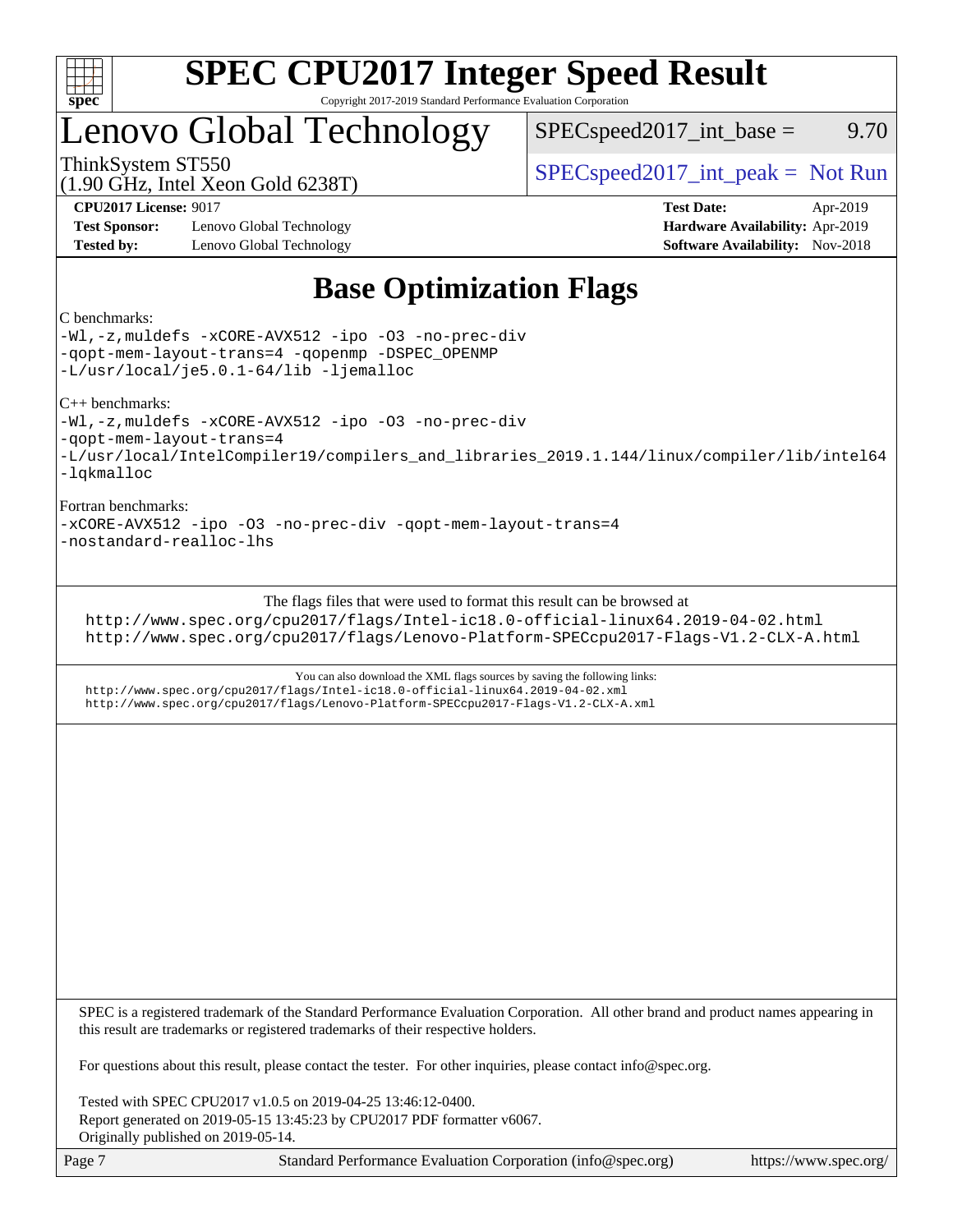# Base Optimization Flags

C benchmarks:

```
-Wl,-z,muldefs -xCORE-AVX512 -ipo -O3 -no-prec-div
-qopt-mem-layout-trans=4 -qopenmp -DSPEC_OPENMP
-L/usr/local/je5.0.1-64/lib -ljemalloc
```

C++ benchmarks:

```
-Wl,-z,muldefs -xCORE-AVX512 -ipo -O3 -no-prec-div
-qopt-mem-layout-trans=4
-L/usr/local/IntelCompiler19/compilers_and_libraries_2019.1.144/linux/compiler/lib/intel64
-lqkmalloc
```

Fortran benchmarks:

```
-xCORE-AVX512 -ipo -O3 -no-prec-div -qopt-mem-layout-trans=4
-nostandard-realloc-lhs
```

The flags files that were used to format this result can be browsed at

http://www.spec.org/cpu2017/flags/Intel-ic18.0-official-linux64.2019-04-02.html
http://www.spec.org/cpu2017/flags/Lenovo-Platform-SPECcpu2017-Flags-V1.2-CLX-A.html

You can also download the XML flags sources by saving the following links:

http://www.spec.org/cpu2017/flags/Intel-ic18.0-official-linux64.2019-04-02.xml
http://www.spec.org/cpu2017/flags/Lenovo-Platform-SPECcpu2017-Flags-V1.2-CLX-A.xml

SPEC is a registered trademark of the Standard Performance Evaluation Corporation. All other brand and product names appearing in this result are trademarks or registered trademarks of their respective holders.

For questions about this result, please contact the tester. For other inquiries, please contact info@spec.org.

Tested with SPEC CPU2017 v1.0.5 on 2019-04-25 13:46:12-0400.
Report generated on 2019-05-15 13:45:23 by CPU2017 PDF formatter v6067.
Originally published on 2019-05-14.